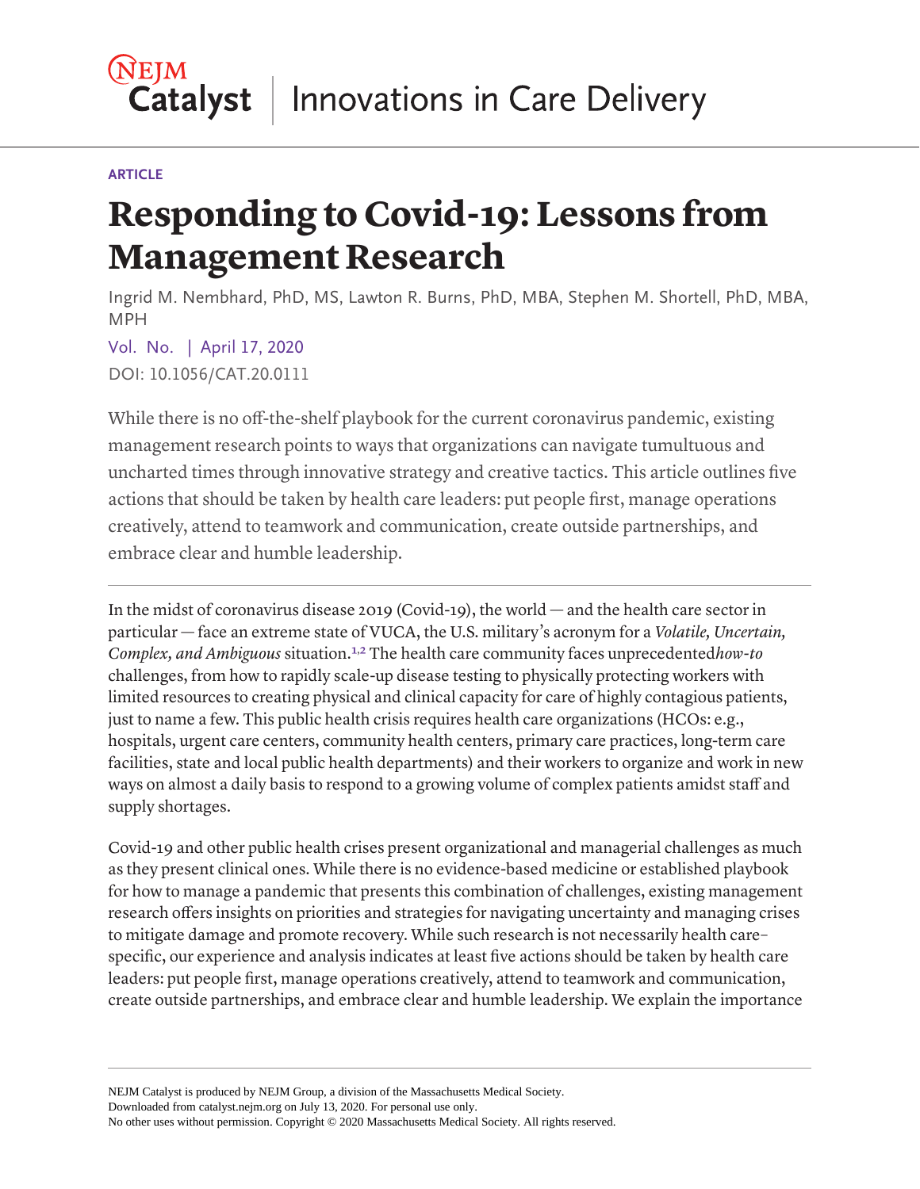NEJM Catalyst | Innovations in Care Delivery

ARTICLE

# Responding to Covid-19: Lessons from Management Research

Ingrid M. Nembhard, PhD, MS, Lawton R. Burns, PhD, MBA, Stephen M. Shortell, PhD, MBA, MPH

Vol. No. | April 17, 2020

DOI: 10.1056/CAT.20.0111

While there is no off-the-shelf playbook for the current coronavirus pandemic, existing management research points to ways that organizations can navigate tumultuous and uncharted times through innovative strategy and creative tactics. This article outlines five actions that should be taken by health care leaders: put people first, manage operations creatively, attend to teamwork and communication, create outside partnerships, and embrace clear and humble leadership.

---

In the midst of coronavirus disease 2019 (Covid-19), the world — and the health care sector in particular — face an extreme state of VUCA, the U.S. military's acronym for a *Volatile, Uncertain, Complex, and Ambiguous* situation.[1,2] The health care community faces unprecedented *how-to* challenges, from how to rapidly scale-up disease testing to physically protecting workers with limited resources to creating physical and clinical capacity for care of highly contagious patients, just to name a few. This public health crisis requires health care organizations (HCOs: e.g., hospitals, urgent care centers, community health centers, primary care practices, long-term care facilities, state and local public health departments) and their workers to organize and work in new ways on almost a daily basis to respond to a growing volume of complex patients amidst staff and supply shortages.

Covid-19 and other public health crises present organizational and managerial challenges as much as they present clinical ones. While there is no evidence-based medicine or established playbook for how to manage a pandemic that presents this combination of challenges, existing management research offers insights on priorities and strategies for navigating uncertainty and managing crises to mitigate damage and promote recovery. While such research is not necessarily health care–specific, our experience and analysis indicates at least five actions should be taken by health care leaders: put people first, manage operations creatively, attend to teamwork and communication, create outside partnerships, and embrace clear and humble leadership. We explain the importance

NEJM Catalyst is produced by NEJM Group, a division of the Massachusetts Medical Society.
Downloaded from catalyst.nejm.org on July 13, 2020. For personal use only.
No other uses without permission. Copyright © 2020 Massachusetts Medical Society. All rights reserved.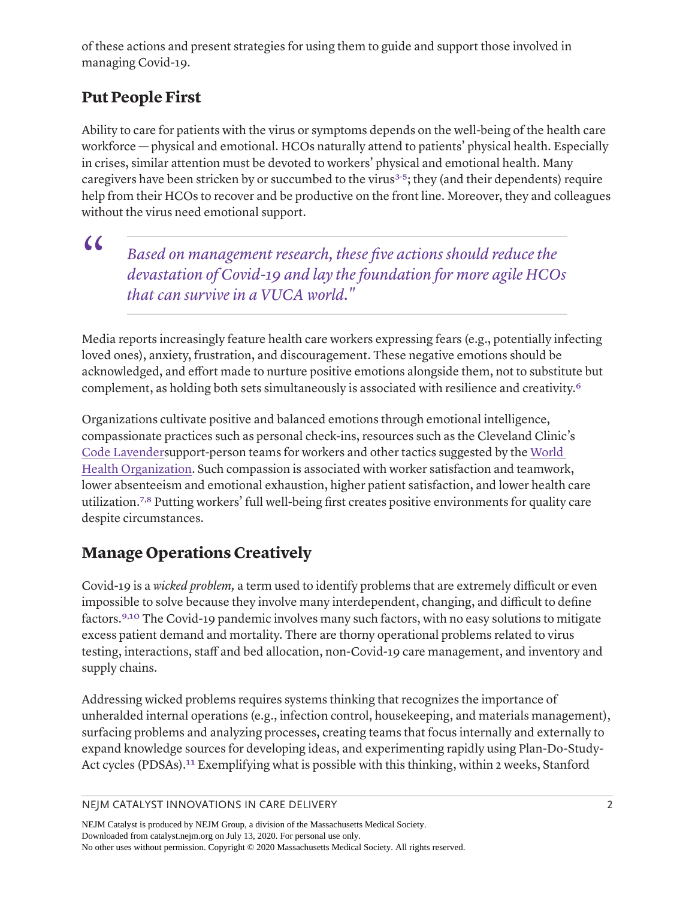of these actions and present strategies for using them to guide and support those involved in managing Covid-19.

## Put People First

Ability to care for patients with the virus or symptoms depends on the well-being of the health care workforce — physical and emotional. HCOs naturally attend to patients' physical health. Especially in crises, similar attention must be devoted to workers' physical and emotional health. Many caregivers have been stricken by or succumbed to the virus[3-5]; they (and their dependents) require help from their HCOs to recover and be productive on the front line. Moreover, they and colleagues without the virus need emotional support.

> *Based on management research, these five actions should reduce the devastation of Covid-19 and lay the foundation for more agile HCOs that can survive in a VUCA world."*

Media reports increasingly feature health care workers expressing fears (e.g., potentially infecting loved ones), anxiety, frustration, and discouragement. These negative emotions should be acknowledged, and effort made to nurture positive emotions alongside them, not to substitute but complement, as holding both sets simultaneously is associated with resilience and creativity.[6]

Organizations cultivate positive and balanced emotions through emotional intelligence, compassionate practices such as personal check-ins, resources such as the Cleveland Clinic's Code Lavendersupport-person teams for workers and other tactics suggested by the World Health Organization. Such compassion is associated with worker satisfaction and teamwork, lower absenteeism and emotional exhaustion, higher patient satisfaction, and lower health care utilization.[7,8] Putting workers' full well-being first creates positive environments for quality care despite circumstances.

## Manage Operations Creatively

Covid-19 is a *wicked problem,* a term used to identify problems that are extremely difficult or even impossible to solve because they involve many interdependent, changing, and difficult to define factors.[9,10] The Covid-19 pandemic involves many such factors, with no easy solutions to mitigate excess patient demand and mortality. There are thorny operational problems related to virus testing, interactions, staff and bed allocation, non-Covid-19 care management, and inventory and supply chains.

Addressing wicked problems requires systems thinking that recognizes the importance of unheralded internal operations (e.g., infection control, housekeeping, and materials management), surfacing problems and analyzing processes, creating teams that focus internally and externally to expand knowledge sources for developing ideas, and experimenting rapidly using Plan-Do-Study-Act cycles (PDSAs).[11] Exemplifying what is possible with this thinking, within 2 weeks, Stanford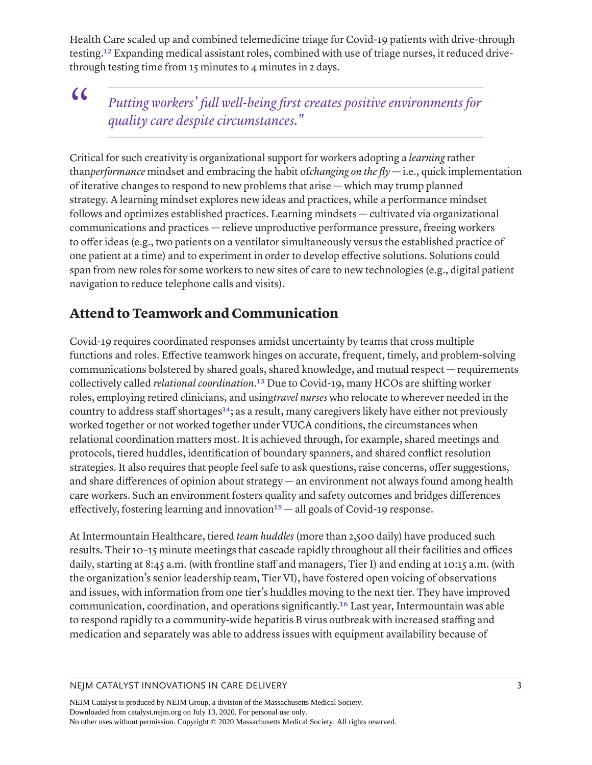Health Care scaled up and combined telemedicine triage for Covid-19 patients with drive-through testing.[12] Expanding medical assistant roles, combined with use of triage nurses, it reduced drive-through testing time from 15 minutes to 4 minutes in 2 days.

> *Putting workers' full well-being first creates positive environments for quality care despite circumstances."*

Critical for such creativity is organizational support for workers adopting a *learning* rather than*performance* mindset and embracing the habit of*changing on the fly* — i.e., quick implementation of iterative changes to respond to new problems that arise — which may trump planned strategy. A learning mindset explores new ideas and practices, while a performance mindset follows and optimizes established practices. Learning mindsets — cultivated via organizational communications and practices — relieve unproductive performance pressure, freeing workers to offer ideas (e.g., two patients on a ventilator simultaneously versus the established practice of one patient at a time) and to experiment in order to develop effective solutions. Solutions could span from new roles for some workers to new sites of care to new technologies (e.g., digital patient navigation to reduce telephone calls and visits).

## Attend to Teamwork and Communication

Covid-19 requires coordinated responses amidst uncertainty by teams that cross multiple functions and roles. Effective teamwork hinges on accurate, frequent, timely, and problem-solving communications bolstered by shared goals, shared knowledge, and mutual respect — requirements collectively called *relational coordination*.[13] Due to Covid-19, many HCOs are shifting worker roles, employing retired clinicians, and using*travel nurses* who relocate to wherever needed in the country to address staff shortages[14]; as a result, many caregivers likely have either not previously worked together or not worked together under VUCA conditions, the circumstances when relational coordination matters most. It is achieved through, for example, shared meetings and protocols, tiered huddles, identification of boundary spanners, and shared conflict resolution strategies. It also requires that people feel safe to ask questions, raise concerns, offer suggestions, and share differences of opinion about strategy — an environment not always found among health care workers. Such an environment fosters quality and safety outcomes and bridges differences effectively, fostering learning and innovation[15] — all goals of Covid-19 response.

At Intermountain Healthcare, tiered *team huddles* (more than 2,500 daily) have produced such results. Their 10–15 minute meetings that cascade rapidly throughout all their facilities and offices daily, starting at 8:45 a.m. (with frontline staff and managers, Tier I) and ending at 10:15 a.m. (with the organization's senior leadership team, Tier VI), have fostered open voicing of observations and issues, with information from one tier's huddles moving to the next tier. They have improved communication, coordination, and operations significantly.[16] Last year, Intermountain was able to respond rapidly to a community-wide hepatitis B virus outbreak with increased staffing and medication and separately was able to address issues with equipment availability because of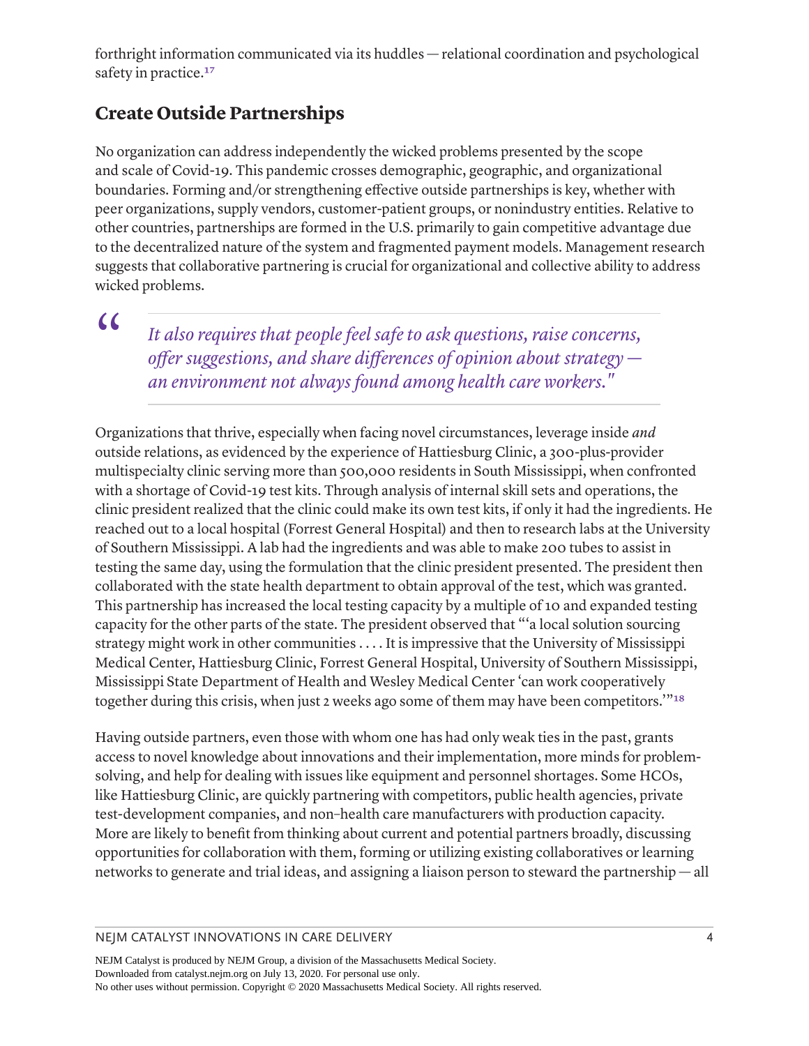forthright information communicated via its huddles — relational coordination and psychological safety in practice.[17]

## Create Outside Partnerships

No organization can address independently the wicked problems presented by the scope and scale of Covid-19. This pandemic crosses demographic, geographic, and organizational boundaries. Forming and/or strengthening effective outside partnerships is key, whether with peer organizations, supply vendors, customer-patient groups, or nonindustry entities. Relative to other countries, partnerships are formed in the U.S. primarily to gain competitive advantage due to the decentralized nature of the system and fragmented payment models. Management research suggests that collaborative partnering is crucial for organizational and collective ability to address wicked problems.

> *It also requires that people feel safe to ask questions, raise concerns, offer suggestions, and share differences of opinion about strategy — an environment not always found among health care workers."*

Organizations that thrive, especially when facing novel circumstances, leverage inside *and* outside relations, as evidenced by the experience of Hattiesburg Clinic, a 300-plus-provider multispecialty clinic serving more than 500,000 residents in South Mississippi, when confronted with a shortage of Covid-19 test kits. Through analysis of internal skill sets and operations, the clinic president realized that the clinic could make its own test kits, if only it had the ingredients. He reached out to a local hospital (Forrest General Hospital) and then to research labs at the University of Southern Mississippi. A lab had the ingredients and was able to make 200 tubes to assist in testing the same day, using the formulation that the clinic president presented. The president then collaborated with the state health department to obtain approval of the test, which was granted. This partnership has increased the local testing capacity by a multiple of 10 and expanded testing capacity for the other parts of the state. The president observed that "'a local solution sourcing strategy might work in other communities . . . . It is impressive that the University of Mississippi Medical Center, Hattiesburg Clinic, Forrest General Hospital, University of Southern Mississippi, Mississippi State Department of Health and Wesley Medical Center 'can work cooperatively together during this crisis, when just 2 weeks ago some of them may have been competitors.'"[18]

Having outside partners, even those with whom one has had only weak ties in the past, grants access to novel knowledge about innovations and their implementation, more minds for problem-solving, and help for dealing with issues like equipment and personnel shortages. Some HCOs, like Hattiesburg Clinic, are quickly partnering with competitors, public health agencies, private test-development companies, and non–health care manufacturers with production capacity. More are likely to benefit from thinking about current and potential partners broadly, discussing opportunities for collaboration with them, forming or utilizing existing collaboratives or learning networks to generate and trial ideas, and assigning a liaison person to steward the partnership — all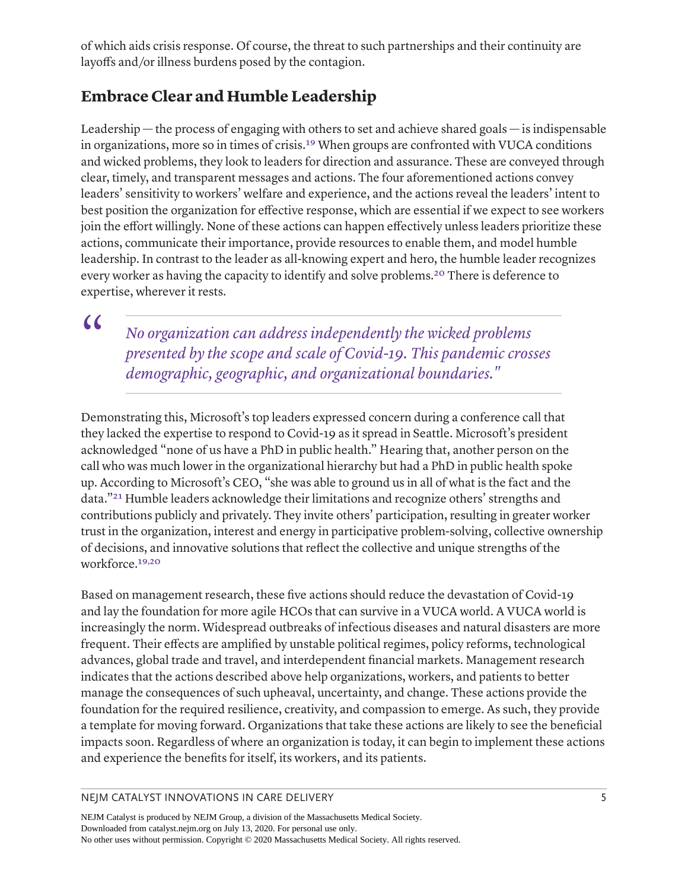of which aids crisis response. Of course, the threat to such partnerships and their continuity are layoffs and/or illness burdens posed by the contagion.

## Embrace Clear and Humble Leadership

Leadership — the process of engaging with others to set and achieve shared goals — is indispensable in organizations, more so in times of crisis.[19] When groups are confronted with VUCA conditions and wicked problems, they look to leaders for direction and assurance. These are conveyed through clear, timely, and transparent messages and actions. The four aforementioned actions convey leaders' sensitivity to workers' welfare and experience, and the actions reveal the leaders' intent to best position the organization for effective response, which are essential if we expect to see workers join the effort willingly. None of these actions can happen effectively unless leaders prioritize these actions, communicate their importance, provide resources to enable them, and model humble leadership. In contrast to the leader as all-knowing expert and hero, the humble leader recognizes every worker as having the capacity to identify and solve problems.[20] There is deference to expertise, wherever it rests.

> *No organization can address independently the wicked problems presented by the scope and scale of Covid-19. This pandemic crosses demographic, geographic, and organizational boundaries."*

Demonstrating this, Microsoft's top leaders expressed concern during a conference call that they lacked the expertise to respond to Covid-19 as it spread in Seattle. Microsoft's president acknowledged "none of us have a PhD in public health." Hearing that, another person on the call who was much lower in the organizational hierarchy but had a PhD in public health spoke up. According to Microsoft's CEO, "she was able to ground us in all of what is the fact and the data."[21] Humble leaders acknowledge their limitations and recognize others' strengths and contributions publicly and privately. They invite others' participation, resulting in greater worker trust in the organization, interest and energy in participative problem-solving, collective ownership of decisions, and innovative solutions that reflect the collective and unique strengths of the workforce.[19,20]

Based on management research, these five actions should reduce the devastation of Covid-19 and lay the foundation for more agile HCOs that can survive in a VUCA world. A VUCA world is increasingly the norm. Widespread outbreaks of infectious diseases and natural disasters are more frequent. Their effects are amplified by unstable political regimes, policy reforms, technological advances, global trade and travel, and interdependent financial markets. Management research indicates that the actions described above help organizations, workers, and patients to better manage the consequences of such upheaval, uncertainty, and change. These actions provide the foundation for the required resilience, creativity, and compassion to emerge. As such, they provide a template for moving forward. Organizations that take these actions are likely to see the beneficial impacts soon. Regardless of where an organization is today, it can begin to implement these actions and experience the benefits for itself, its workers, and its patients.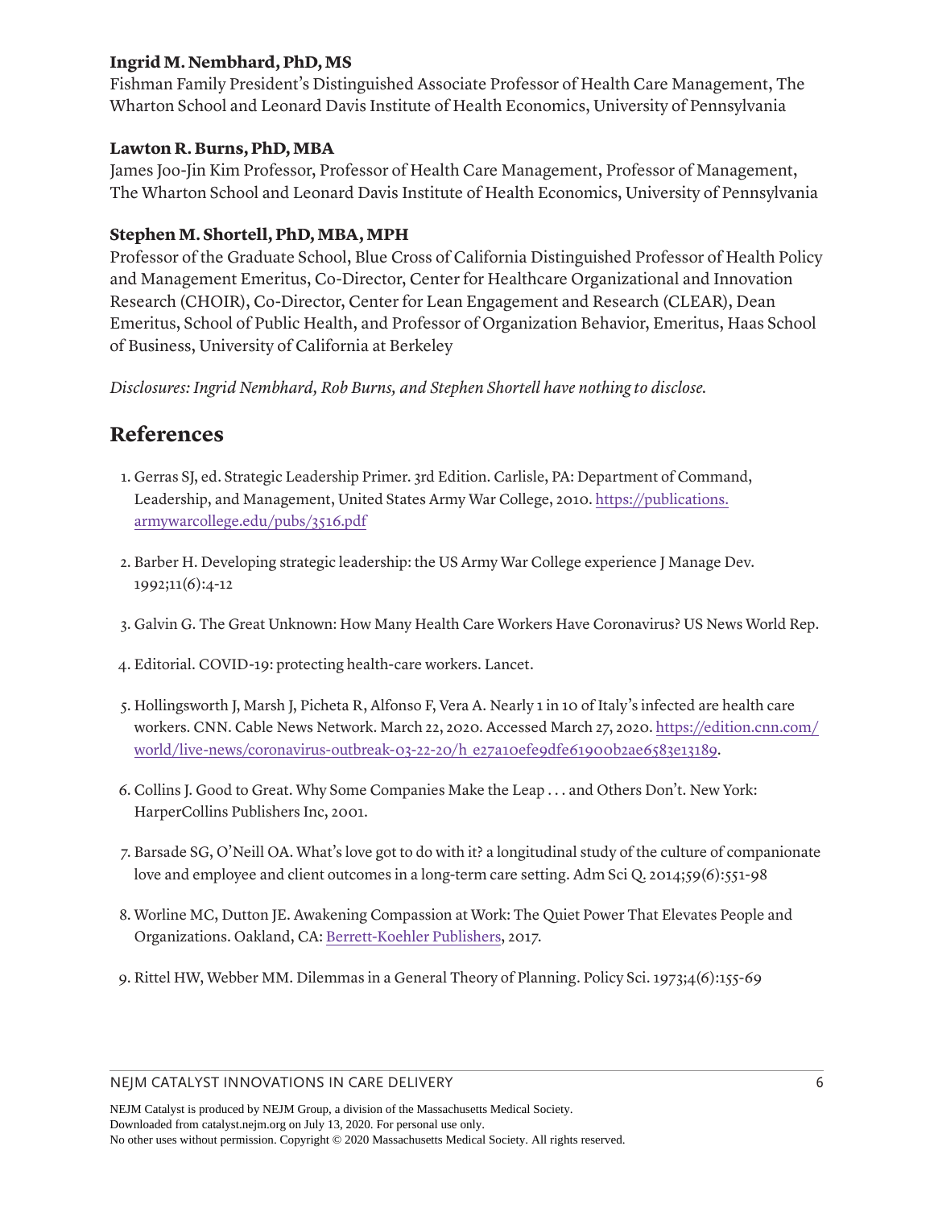**Ingrid M. Nembhard, PhD, MS**
Fishman Family President's Distinguished Associate Professor of Health Care Management, The Wharton School and Leonard Davis Institute of Health Economics, University of Pennsylvania

**Lawton R. Burns, PhD, MBA**
James Joo-Jin Kim Professor, Professor of Health Care Management, Professor of Management, The Wharton School and Leonard Davis Institute of Health Economics, University of Pennsylvania

**Stephen M. Shortell, PhD, MBA, MPH**
Professor of the Graduate School, Blue Cross of California Distinguished Professor of Health Policy and Management Emeritus, Co-Director, Center for Healthcare Organizational and Innovation Research (CHOIR), Co-Director, Center for Lean Engagement and Research (CLEAR), Dean Emeritus, School of Public Health, and Professor of Organization Behavior, Emeritus, Haas School of Business, University of California at Berkeley

*Disclosures: Ingrid Nembhard, Rob Burns, and Stephen Shortell have nothing to disclose.*

## References

1. Gerras SJ, ed. Strategic Leadership Primer. 3rd Edition. Carlisle, PA: Department of Command, Leadership, and Management, United States Army War College, 2010. https://publications.armywarcollege.edu/pubs/3516.pdf

2. Barber H. Developing strategic leadership: the US Army War College experience J Manage Dev. 1992;11(6):4-12

3. Galvin G. The Great Unknown: How Many Health Care Workers Have Coronavirus? US News World Rep.

4. Editorial. COVID-19: protecting health-care workers. Lancet.

5. Hollingsworth J, Marsh J, Picheta R, Alfonso F, Vera A. Nearly 1 in 10 of Italy's infected are health care workers. CNN. Cable News Network. March 22, 2020. Accessed March 27, 2020. https://edition.cnn.com/world/live-news/coronavirus-outbreak-03-22-20/h_e27a10efe9dfe61900b2ae6583e13189.

6. Collins J. Good to Great. Why Some Companies Make the Leap . . . and Others Don't. New York: HarperCollins Publishers Inc, 2001.

7. Barsade SG, O'Neill OA. What's love got to do with it? a longitudinal study of the culture of companionate love and employee and client outcomes in a long-term care setting. Adm Sci Q. 2014;59(6):551-98

8. Worline MC, Dutton JE. Awakening Compassion at Work: The Quiet Power That Elevates People and Organizations. Oakland, CA: Berrett-Koehler Publishers, 2017.

9. Rittel HW, Webber MM. Dilemmas in a General Theory of Planning. Policy Sci. 1973;4(6):155-69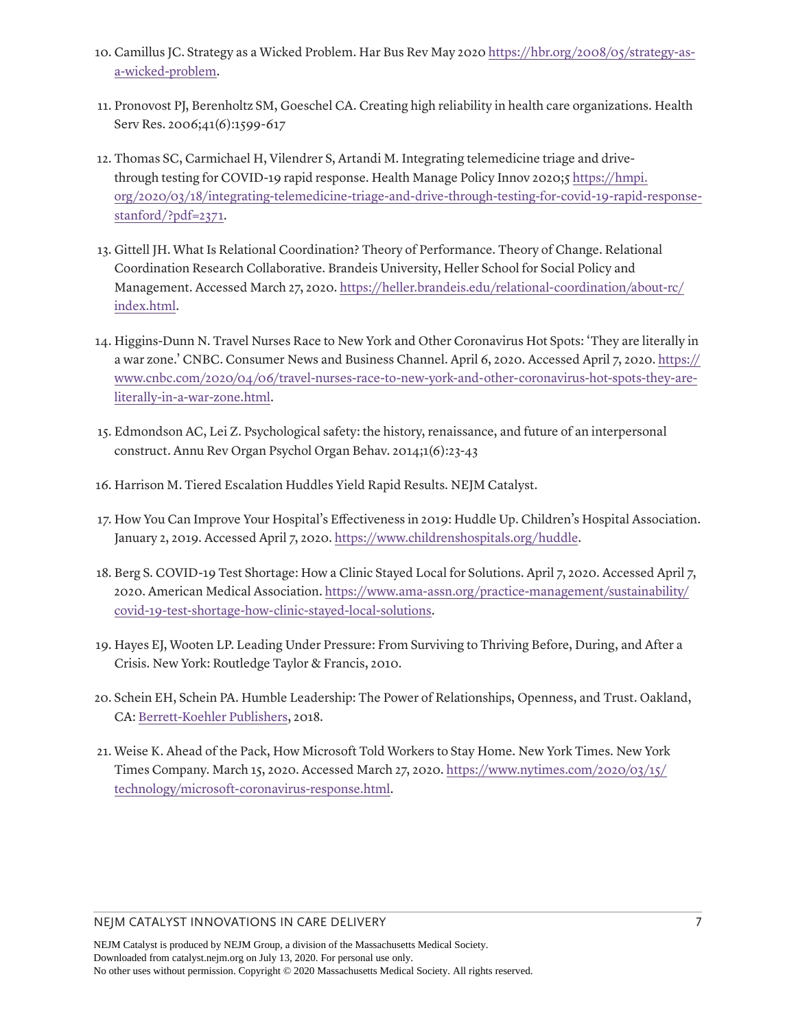10. Camillus JC. Strategy as a Wicked Problem. Har Bus Rev May 2020 https://hbr.org/2008/05/strategy-as-a-wicked-problem.

11. Pronovost PJ, Berenholtz SM, Goeschel CA. Creating high reliability in health care organizations. Health Serv Res. 2006;41(6):1599-617

12. Thomas SC, Carmichael H, Vilendrer S, Artandi M. Integrating telemedicine triage and drive-through testing for COVID-19 rapid response. Health Manage Policy Innov 2020;5 https://hmpi.org/2020/03/18/integrating-telemedicine-triage-and-drive-through-testing-for-covid-19-rapid-response-stanford/?pdf=2371.

13. Gittell JH. What Is Relational Coordination? Theory of Performance. Theory of Change. Relational Coordination Research Collaborative. Brandeis University, Heller School for Social Policy and Management. Accessed March 27, 2020. https://heller.brandeis.edu/relational-coordination/about-rc/index.html.

14. Higgins-Dunn N. Travel Nurses Race to New York and Other Coronavirus Hot Spots: 'They are literally in a war zone.' CNBC. Consumer News and Business Channel. April 6, 2020. Accessed April 7, 2020. https://www.cnbc.com/2020/04/06/travel-nurses-race-to-new-york-and-other-coronavirus-hot-spots-they-are-literally-in-a-war-zone.html.

15. Edmondson AC, Lei Z. Psychological safety: the history, renaissance, and future of an interpersonal construct. Annu Rev Organ Psychol Organ Behav. 2014;1(6):23-43

16. Harrison M. Tiered Escalation Huddles Yield Rapid Results. NEJM Catalyst.

17. How You Can Improve Your Hospital's Effectiveness in 2019: Huddle Up. Children's Hospital Association. January 2, 2019. Accessed April 7, 2020. https://www.childrenshospitals.org/huddle.

18. Berg S. COVID-19 Test Shortage: How a Clinic Stayed Local for Solutions. April 7, 2020. Accessed April 7, 2020. American Medical Association. https://www.ama-assn.org/practice-management/sustainability/covid-19-test-shortage-how-clinic-stayed-local-solutions.

19. Hayes EJ, Wooten LP. Leading Under Pressure: From Surviving to Thriving Before, During, and After a Crisis. New York: Routledge Taylor & Francis, 2010.

20. Schein EH, Schein PA. Humble Leadership: The Power of Relationships, Openness, and Trust. Oakland, CA: Berrett-Koehler Publishers, 2018.

21. Weise K. Ahead of the Pack, How Microsoft Told Workers to Stay Home. New York Times. New York Times Company. March 15, 2020. Accessed March 27, 2020. https://www.nytimes.com/2020/03/15/technology/microsoft-coronavirus-response.html.